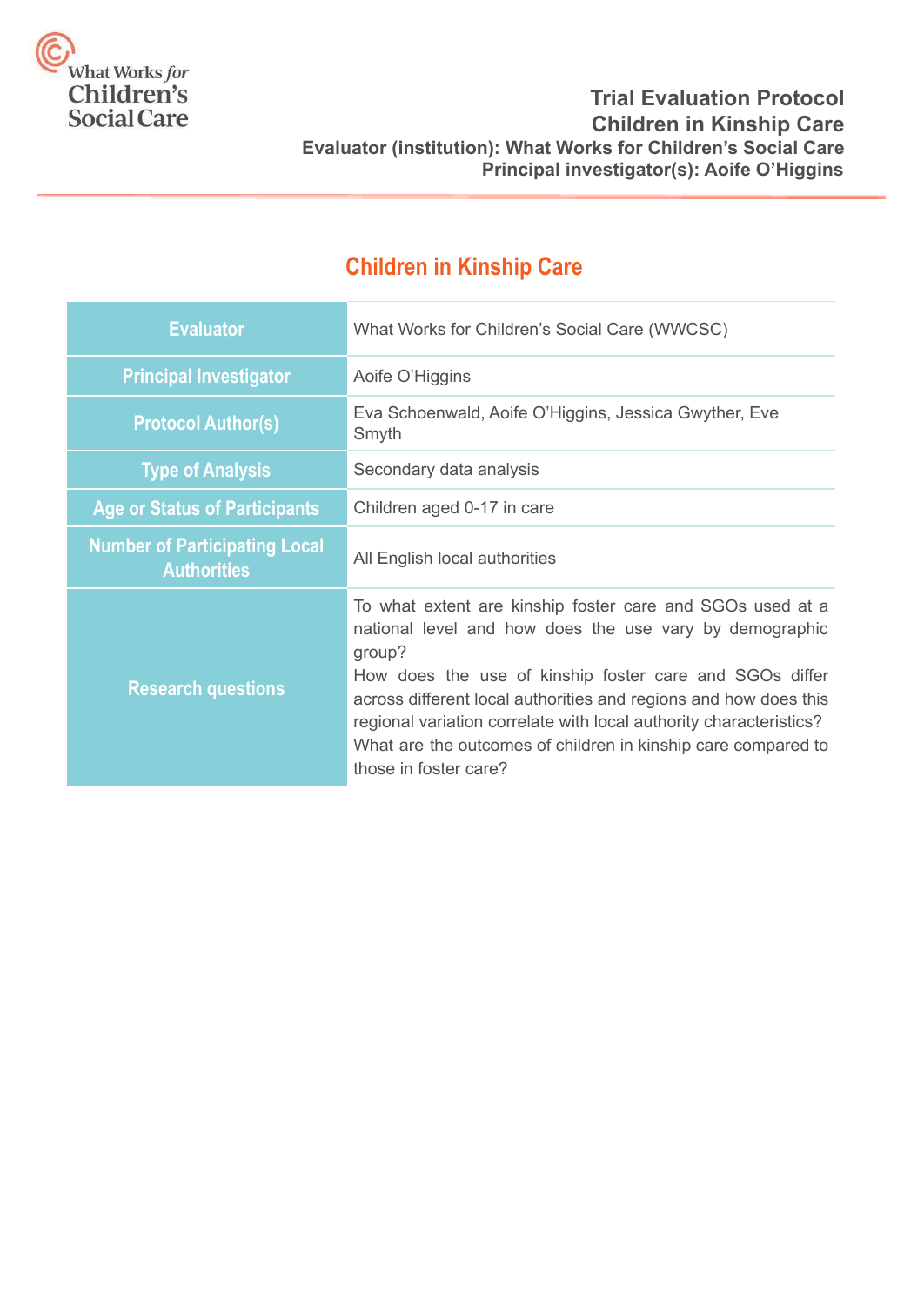# Trial Evaluation Protocol

## Children in Kinship Care

**Evaluator (institution): What Works for Children's Social Care**
**Principal investigator(s): Aoife O'Higgins**

## Children in Kinship Care

| | |
|---|---|
| **Evaluator** | What Works for Children's Social Care (WWCSC) |
| **Principal Investigator** | Aoife O'Higgins |
| **Protocol Author(s)** | Eva Schoenwald, Aoife O'Higgins, Jessica Gwyther, Eve Smyth |
| **Type of Analysis** | Secondary data analysis |
| **Age or Status of Participants** | Children aged 0-17 in care |
| **Number of Participating Local Authorities** | All English local authorities |
| **Research questions** | To what extent are kinship foster care and SGOs used at a national level and how does the use vary by demographic group?<br>How does the use of kinship foster care and SGOs differ across different local authorities and regions and how does this regional variation correlate with local authority characteristics?<br>What are the outcomes of children in kinship care compared to those in foster care? |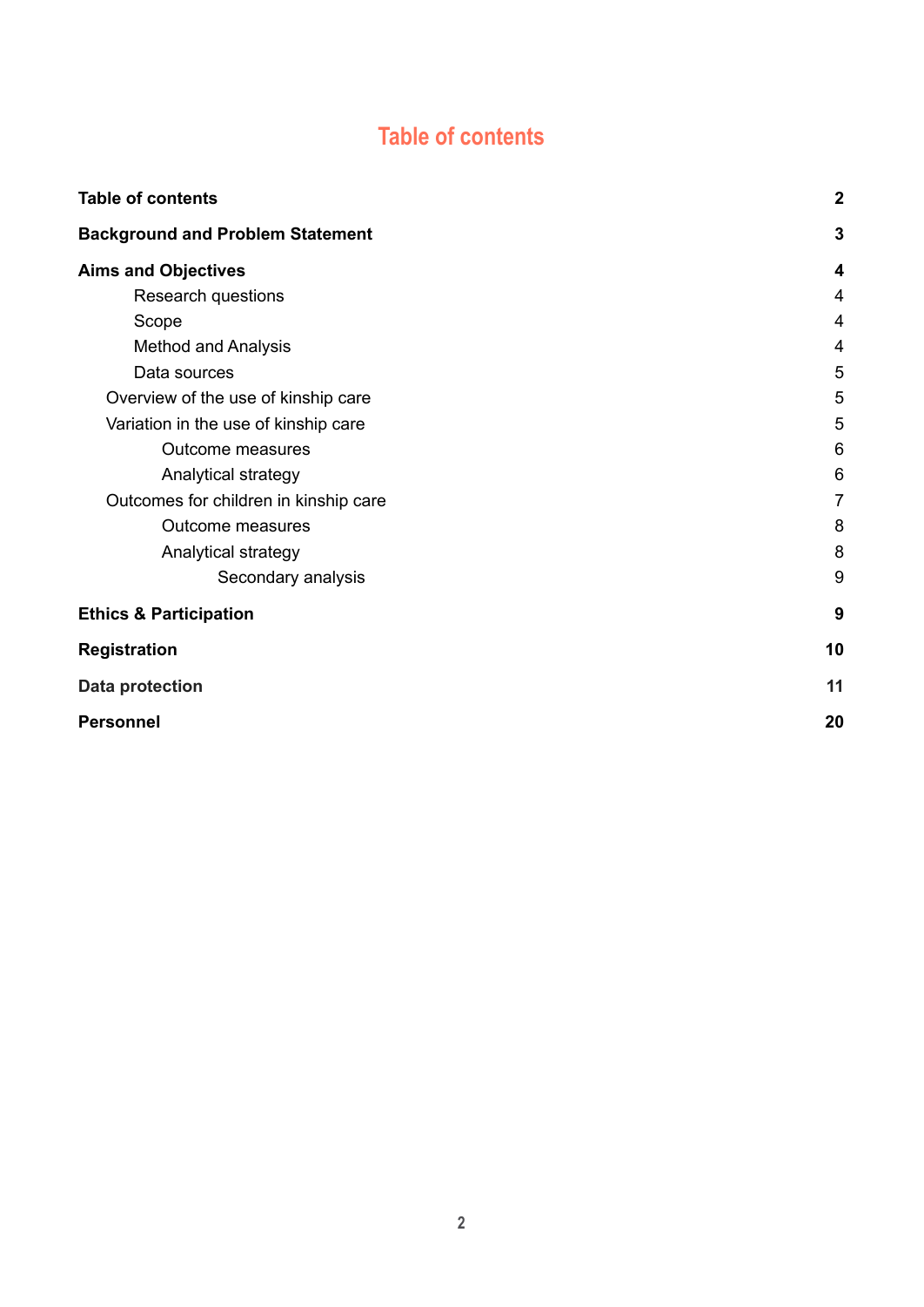# Table of contents

| | |
|---|---|
| **Table of contents** | **2** |
| **Background and Problem Statement** | **3** |
| **Aims and Objectives** | **4** |
| Research questions | 4 |
| Scope | 4 |
| Method and Analysis | 4 |
| Data sources | 5 |
| Overview of the use of kinship care | 5 |
| Variation in the use of kinship care | 5 |
| Outcome measures | 6 |
| Analytical strategy | 6 |
| Outcomes for children in kinship care | 7 |
| Outcome measures | 8 |
| Analytical strategy | 8 |
| Secondary analysis | 9 |
| **Ethics & Participation** | **9** |
| **Registration** | **10** |
| **Data protection** | **11** |
| **Personnel** | **20** |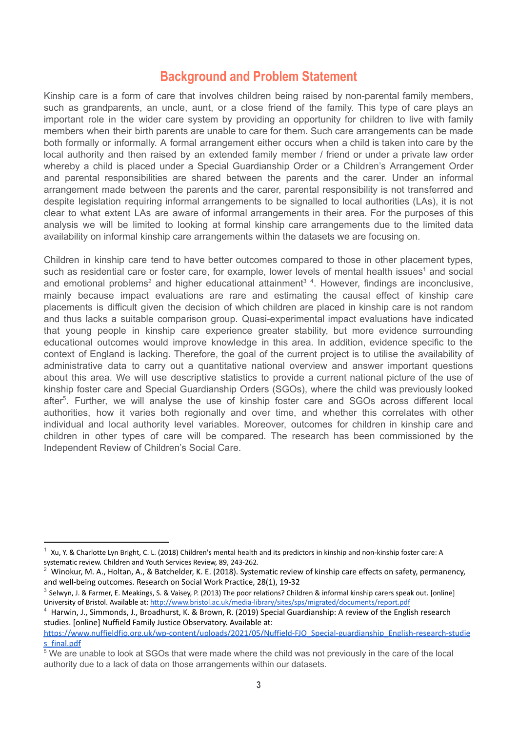# Background and Problem Statement

Kinship care is a form of care that involves children being raised by non-parental family members, such as grandparents, an uncle, aunt, or a close friend of the family. This type of care plays an important role in the wider care system by providing an opportunity for children to live with family members when their birth parents are unable to care for them. Such care arrangements can be made both formally or informally. A formal arrangement either occurs when a child is taken into care by the local authority and then raised by an extended family member / friend or under a private law order whereby a child is placed under a Special Guardianship Order or a Children's Arrangement Order and parental responsibilities are shared between the parents and the carer. Under an informal arrangement made between the parents and the carer, parental responsibility is not transferred and despite legislation requiring informal arrangements to be signalled to local authorities (LAs), it is not clear to what extent LAs are aware of informal arrangements in their area. For the purposes of this analysis we will be limited to looking at formal kinship care arrangements due to the limited data availability on informal kinship care arrangements within the datasets we are focusing on.

Children in kinship care tend to have better outcomes compared to those in other placement types, such as residential care or foster care, for example, lower levels of mental health issues[1] and social and emotional problems[2] and higher educational attainment[3] [4]. However, findings are inconclusive, mainly because impact evaluations are rare and estimating the causal effect of kinship care placements is difficult given the decision of which children are placed in kinship care is not random and thus lacks a suitable comparison group. Quasi-experimental impact evaluations have indicated that young people in kinship care experience greater stability, but more evidence surrounding educational outcomes would improve knowledge in this area. In addition, evidence specific to the context of England is lacking. Therefore, the goal of the current project is to utilise the availability of administrative data to carry out a quantitative national overview and answer important questions about this area. We will use descriptive statistics to provide a current national picture of the use of kinship foster care and Special Guardianship Orders (SGOs), where the child was previously looked after[5]. Further, we will analyse the use of kinship foster care and SGOs across different local authorities, how it varies both regionally and over time, and whether this correlates with other individual and local authority level variables. Moreover, outcomes for children in kinship care and children in other types of care will be compared. The research has been commissioned by the Independent Review of Children's Social Care.

---

[1] Xu, Y. & Charlotte Lyn Bright, C. L. (2018) Children's mental health and its predictors in kinship and non-kinship foster care: A systematic review. Children and Youth Services Review, 89, 243-262.

[2] Winokur, M. A., Holtan, A., & Batchelder, K. E. (2018). Systematic review of kinship care effects on safety, permanency, and well-being outcomes. Research on Social Work Practice, 28(1), 19-32

[3] Selwyn, J. & Farmer, E. Meakings, S. & Vaisey, P. (2013) The poor relations? Children & informal kinship carers speak out. [online] University of Bristol. Available at: http://www.bristol.ac.uk/media-library/sites/sps/migrated/documents/report.pdf

[4] Harwin, J., Simmonds, J., Broadhurst, K. & Brown, R. (2019) Special Guardianship: A review of the English research studies. [online] Nuffield Family Justice Observatory. Available at: https://www.nuffieldfjo.org.uk/wp-content/uploads/2021/05/Nuffield-FJO_Special-guardianship_English-research-studies_final.pdf

[5] We are unable to look at SGOs that were made where the child was not previously in the care of the local authority due to a lack of data on those arrangements within our datasets.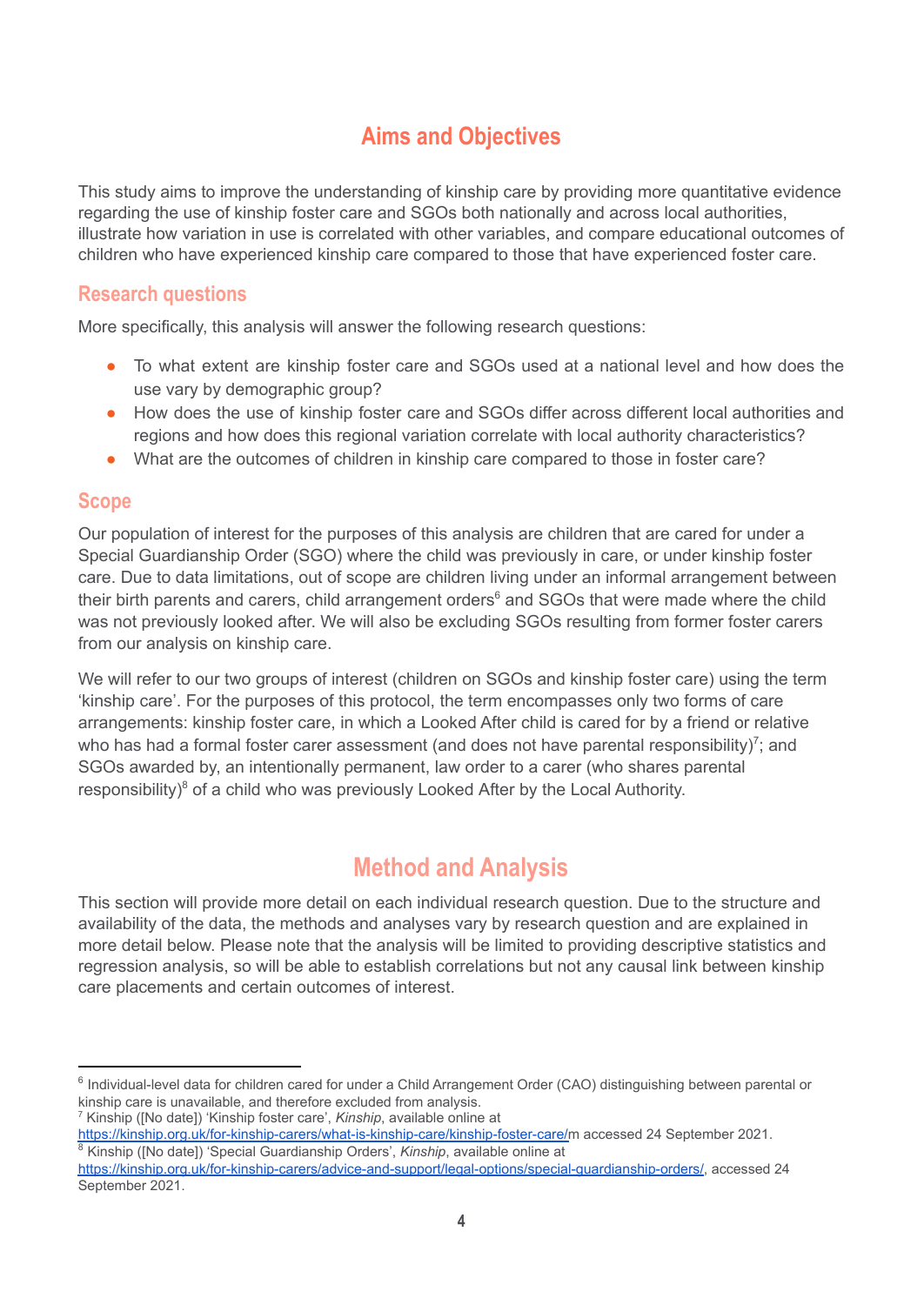# Aims and Objectives

This study aims to improve the understanding of kinship care by providing more quantitative evidence regarding the use of kinship foster care and SGOs both nationally and across local authorities, illustrate how variation in use is correlated with other variables, and compare educational outcomes of children who have experienced kinship care compared to those that have experienced foster care.

## Research questions

More specifically, this analysis will answer the following research questions:

- To what extent are kinship foster care and SGOs used at a national level and how does the use vary by demographic group?
- How does the use of kinship foster care and SGOs differ across different local authorities and regions and how does this regional variation correlate with local authority characteristics?
- What are the outcomes of children in kinship care compared to those in foster care?

## Scope

Our population of interest for the purposes of this analysis are children that are cared for under a Special Guardianship Order (SGO) where the child was previously in care, or under kinship foster care. Due to data limitations, out of scope are children living under an informal arrangement between their birth parents and carers, child arrangement orders[6] and SGOs that were made where the child was not previously looked after. We will also be excluding SGOs resulting from former foster carers from our analysis on kinship care.

We will refer to our two groups of interest (children on SGOs and kinship foster care) using the term 'kinship care'. For the purposes of this protocol, the term encompasses only two forms of care arrangements: kinship foster care, in which a Looked After child is cared for by a friend or relative who has had a formal foster carer assessment (and does not have parental responsibility)[7]; and SGOs awarded by, an intentionally permanent, law order to a carer (who shares parental responsibility)[8] of a child who was previously Looked After by the Local Authority.

# Method and Analysis

This section will provide more detail on each individual research question. Due to the structure and availability of the data, the methods and analyses vary by research question and are explained in more detail below. Please note that the analysis will be limited to providing descriptive statistics and regression analysis, so will be able to establish correlations but not any causal link between kinship care placements and certain outcomes of interest.

---

[6] Individual-level data for children cared for under a Child Arrangement Order (CAO) distinguishing between parental or kinship care is unavailable, and therefore excluded from analysis.

[7] Kinship ([No date]) 'Kinship foster care', *Kinship*, available online at https://kinship.org.uk/for-kinship-carers/what-is-kinship-care/kinship-foster-care/m accessed 24 September 2021.

[8] Kinship ([No date]) 'Special Guardianship Orders', *Kinship*, available online at https://kinship.org.uk/for-kinship-carers/advice-and-support/legal-options/special-guardianship-orders/, accessed 24 September 2021.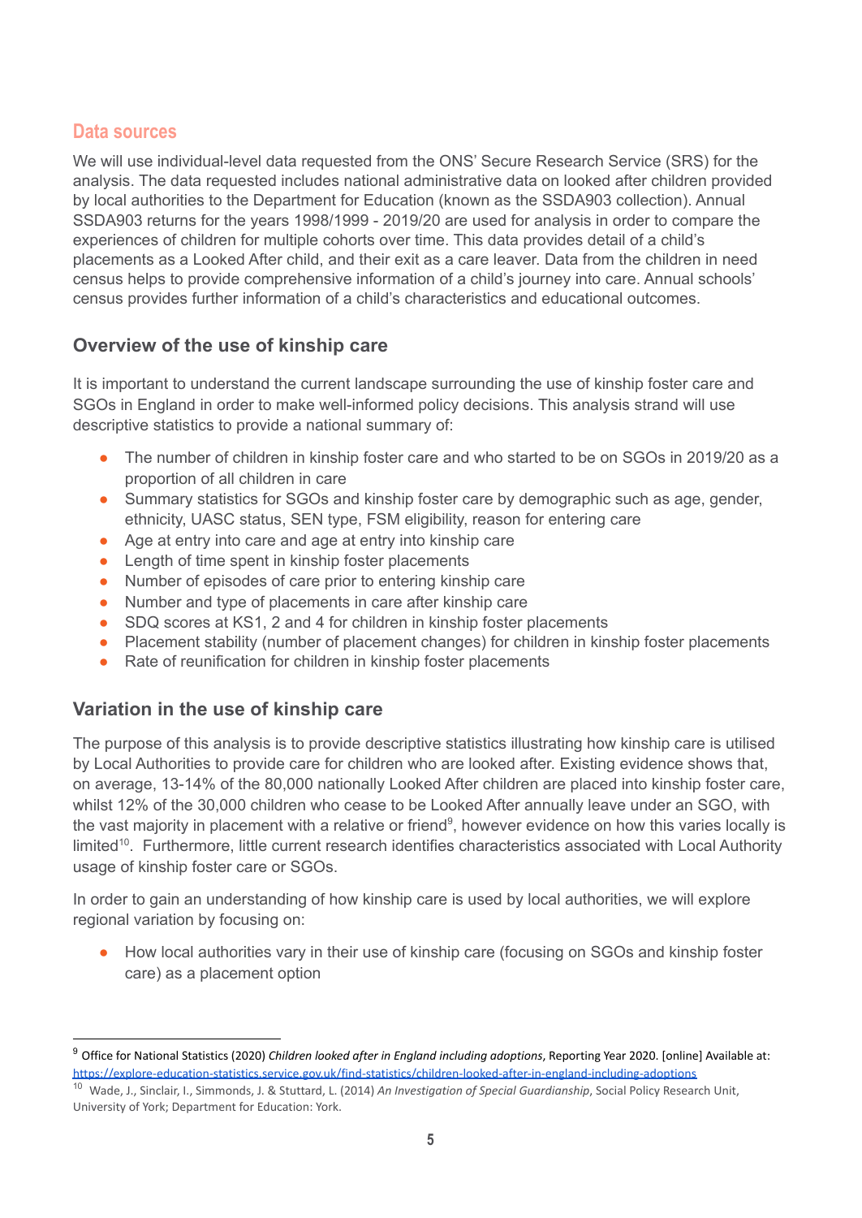## Data sources

We will use individual-level data requested from the ONS' Secure Research Service (SRS) for the analysis. The data requested includes national administrative data on looked after children provided by local authorities to the Department for Education (known as the SSDA903 collection). Annual SSDA903 returns for the years 1998/1999 - 2019/20 are used for analysis in order to compare the experiences of children for multiple cohorts over time. This data provides detail of a child's placements as a Looked After child, and their exit as a care leaver. Data from the children in need census helps to provide comprehensive information of a child's journey into care. Annual schools' census provides further information of a child's characteristics and educational outcomes.

### Overview of the use of kinship care

It is important to understand the current landscape surrounding the use of kinship foster care and SGOs in England in order to make well-informed policy decisions. This analysis strand will use descriptive statistics to provide a national summary of:

- The number of children in kinship foster care and who started to be on SGOs in 2019/20 as a proportion of all children in care
- Summary statistics for SGOs and kinship foster care by demographic such as age, gender, ethnicity, UASC status, SEN type, FSM eligibility, reason for entering care
- Age at entry into care and age at entry into kinship care
- Length of time spent in kinship foster placements
- Number of episodes of care prior to entering kinship care
- Number and type of placements in care after kinship care
- SDQ scores at KS1, 2 and 4 for children in kinship foster placements
- Placement stability (number of placement changes) for children in kinship foster placements
- Rate of reunification for children in kinship foster placements

### Variation in the use of kinship care

The purpose of this analysis is to provide descriptive statistics illustrating how kinship care is utilised by Local Authorities to provide care for children who are looked after. Existing evidence shows that, on average, 13-14% of the 80,000 nationally Looked After children are placed into kinship foster care, whilst 12% of the 30,000 children who cease to be Looked After annually leave under an SGO, with the vast majority in placement with a relative or friend[9], however evidence on how this varies locally is limited[10]. Furthermore, little current research identifies characteristics associated with Local Authority usage of kinship foster care or SGOs.

In order to gain an understanding of how kinship care is used by local authorities, we will explore regional variation by focusing on:

- How local authorities vary in their use of kinship care (focusing on SGOs and kinship foster care) as a placement option

---

[9] Office for National Statistics (2020) *Children looked after in England including adoptions*, Reporting Year 2020. [online] Available at: https://explore-education-statistics.service.gov.uk/find-statistics/children-looked-after-in-england-including-adoptions

[10] Wade, J., Sinclair, I., Simmonds, J. & Stuttard, L. (2014) *An Investigation of Special Guardianship*, Social Policy Research Unit, University of York; Department for Education: York.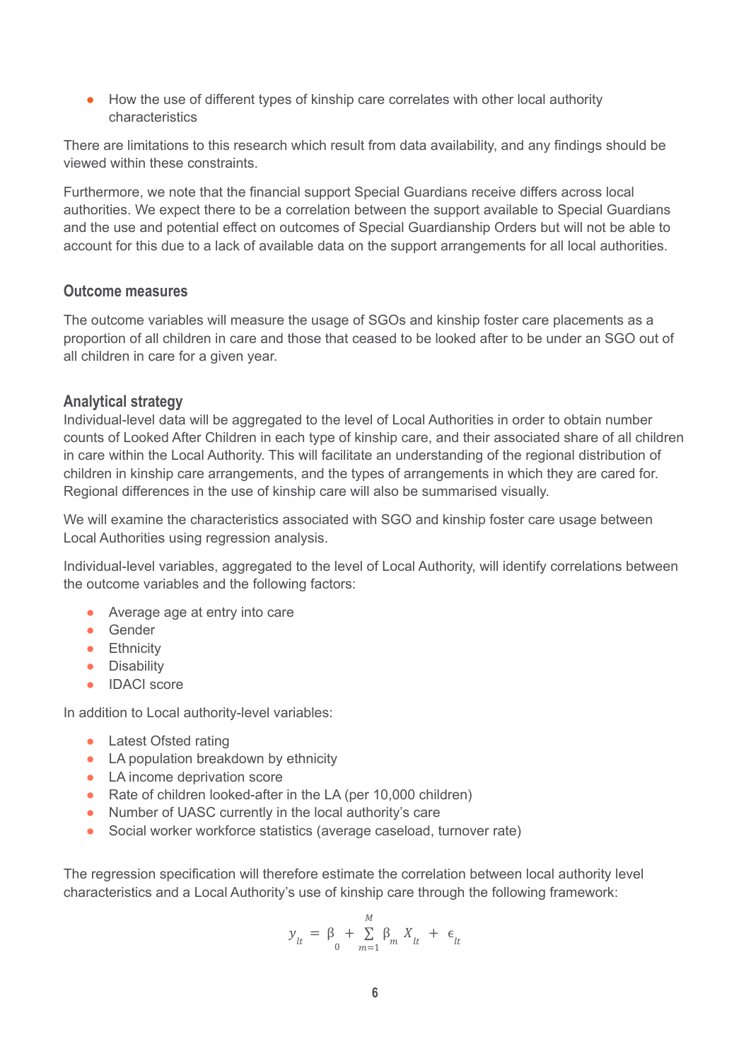- How the use of different types of kinship care correlates with other local authority characteristics

There are limitations to this research which result from data availability, and any findings should be viewed within these constraints.

Furthermore, we note that the financial support Special Guardians receive differs across local authorities. We expect there to be a correlation between the support available to Special Guardians and the use and potential effect on outcomes of Special Guardianship Orders but will not be able to account for this due to a lack of available data on the support arrangements for all local authorities.

### Outcome measures

The outcome variables will measure the usage of SGOs and kinship foster care placements as a proportion of all children in care and those that ceased to be looked after to be under an SGO out of all children in care for a given year.

### Analytical strategy

Individual-level data will be aggregated to the level of Local Authorities in order to obtain number counts of Looked After Children in each type of kinship care, and their associated share of all children in care within the Local Authority. This will facilitate an understanding of the regional distribution of children in kinship care arrangements, and the types of arrangements in which they are cared for. Regional differences in the use of kinship care will also be summarised visually.

We will examine the characteristics associated with SGO and kinship foster care usage between Local Authorities using regression analysis.

Individual-level variables, aggregated to the level of Local Authority, will identify correlations between the outcome variables and the following factors:

- Average age at entry into care
- Gender
- Ethnicity
- Disability
- IDACI score

In addition to Local authority-level variables:

- Latest Ofsted rating
- LA population breakdown by ethnicity
- LA income deprivation score
- Rate of children looked-after in the LA (per 10,000 children)
- Number of UASC currently in the local authority's care
- Social worker workforce statistics (average caseload, turnover rate)

The regression specification will therefore estimate the correlation between local authority level characteristics and a Local Authority's use of kinship care through the following framework:

$$y_{lt} = \beta_0 + \sum_{m=1}^{M} \beta_m X_{lt} + \epsilon_{lt}$$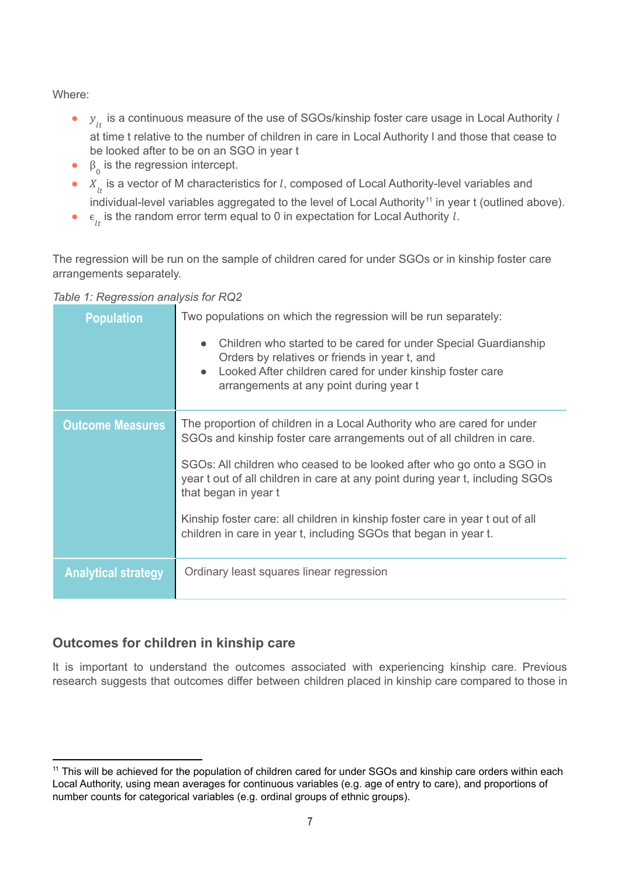Where:

- $y_{lt}$ is a continuous measure of the use of SGOs/kinship foster care usage in Local Authority $l$ at time t relative to the number of children in care in Local Authority l and those that cease to be looked after to be on an SGO in year t
- $\beta_0$ is the regression intercept.
- $X_{lt}$ is a vector of M characteristics for $l$, composed of Local Authority-level variables and individual-level variables aggregated to the level of Local Authority[11] in year t (outlined above).
- $\epsilon_{lt}$ is the random error term equal to 0 in expectation for Local Authority $l$.

The regression will be run on the sample of children cared for under SGOs or in kinship foster care arrangements separately.

*Table 1: Regression analysis for RQ2*

| | |
|---|---|
| **Population** | Two populations on which the regression will be run separately:<br><br>• Children who started to be cared for under Special Guardianship Orders by relatives or friends in year t, and<br>• Looked After children cared for under kinship foster care arrangements at any point during year t |
| **Outcome Measures** | The proportion of children in a Local Authority who are cared for under SGOs and kinship foster care arrangements out of all children in care.<br><br>SGOs: All children who ceased to be looked after who go onto a SGO in year t out of all children in care at any point during year t, including SGOs that began in year t<br><br>Kinship foster care: all children in kinship foster care in year t out of all children in care in year t, including SGOs that began in year t. |
| **Analytical strategy** | Ordinary least squares linear regression |

## Outcomes for children in kinship care

It is important to understand the outcomes associated with experiencing kinship care. Previous research suggests that outcomes differ between children placed in kinship care compared to those in

[11] This will be achieved for the population of children cared for under SGOs and kinship care orders within each Local Authority, using mean averages for continuous variables (e.g. age of entry to care), and proportions of number counts for categorical variables (e.g. ordinal groups of ethnic groups).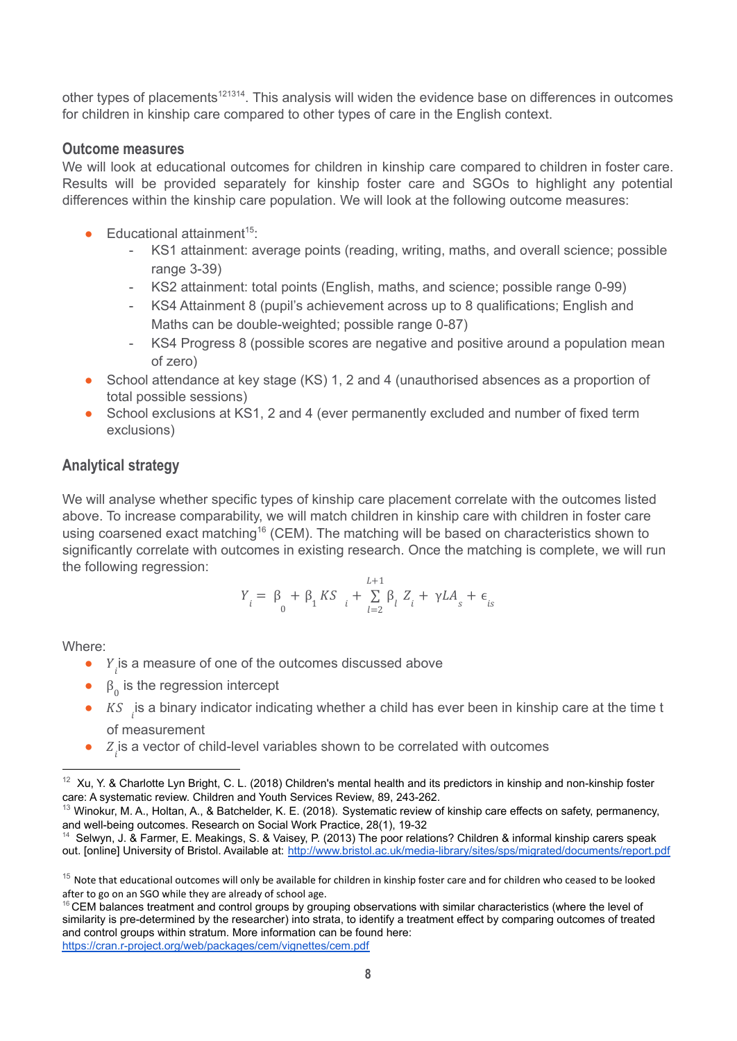other types of placements[12][13][14]. This analysis will widen the evidence base on differences in outcomes for children in kinship care compared to other types of care in the English context.

### Outcome measures

We will look at educational outcomes for children in kinship care compared to children in foster care. Results will be provided separately for kinship foster care and SGOs to highlight any potential differences within the kinship care population. We will look at the following outcome measures:

- Educational attainment[15]:
  - KS1 attainment: average points (reading, writing, maths, and overall science; possible range 3-39)
  - KS2 attainment: total points (English, maths, and science; possible range 0-99)
  - KS4 Attainment 8 (pupil's achievement across up to 8 qualifications; English and Maths can be double-weighted; possible range 0-87)
  - KS4 Progress 8 (possible scores are negative and positive around a population mean of zero)
- School attendance at key stage (KS) 1, 2 and 4 (unauthorised absences as a proportion of total possible sessions)
- School exclusions at KS1, 2 and 4 (ever permanently excluded and number of fixed term exclusions)

### Analytical strategy

We will analyse whether specific types of kinship care placement correlate with the outcomes listed above. To increase comparability, we will match children in kinship care with children in foster care using coarsened exact matching[16] (CEM). The matching will be based on characteristics shown to significantly correlate with outcomes in existing research. Once the matching is complete, we will run the following regression:

$$Y_i = \beta_0 + \beta_1 KS_i + \sum_{l=2}^{L+1} \beta_l Z_i + \gamma LA_s + \epsilon_{is}$$

Where:

- $Y_i$ is a measure of one of the outcomes discussed above
- $\beta_0$ is the regression intercept
- $KS_i$ is a binary indicator indicating whether a child has ever been in kinship care at the time t of measurement
- $Z_i$ is a vector of child-level variables shown to be correlated with outcomes

---

[12] Xu, Y. & Charlotte Lyn Bright, C. L. (2018) Children's mental health and its predictors in kinship and non-kinship foster care: A systematic review. Children and Youth Services Review, 89, 243-262.

[13] Winokur, M. A., Holtan, A., & Batchelder, K. E. (2018). Systematic review of kinship care effects on safety, permanency, and well-being outcomes. Research on Social Work Practice, 28(1), 19-32

[14] Selwyn, J. & Farmer, E. Meakings, S. & Vaisey, P. (2013) The poor relations? Children & informal kinship carers speak out. [online] University of Bristol. Available at: http://www.bristol.ac.uk/media-library/sites/sps/migrated/documents/report.pdf

[15] Note that educational outcomes will only be available for children in kinship foster care and for children who ceased to be looked after to go on an SGO while they are already of school age.

[16] CEM balances treatment and control groups by grouping observations with similar characteristics (where the level of similarity is pre-determined by the researcher) into strata, to identify a treatment effect by comparing outcomes of treated and control groups within stratum. More information can be found here: https://cran.r-project.org/web/packages/cem/vignettes/cem.pdf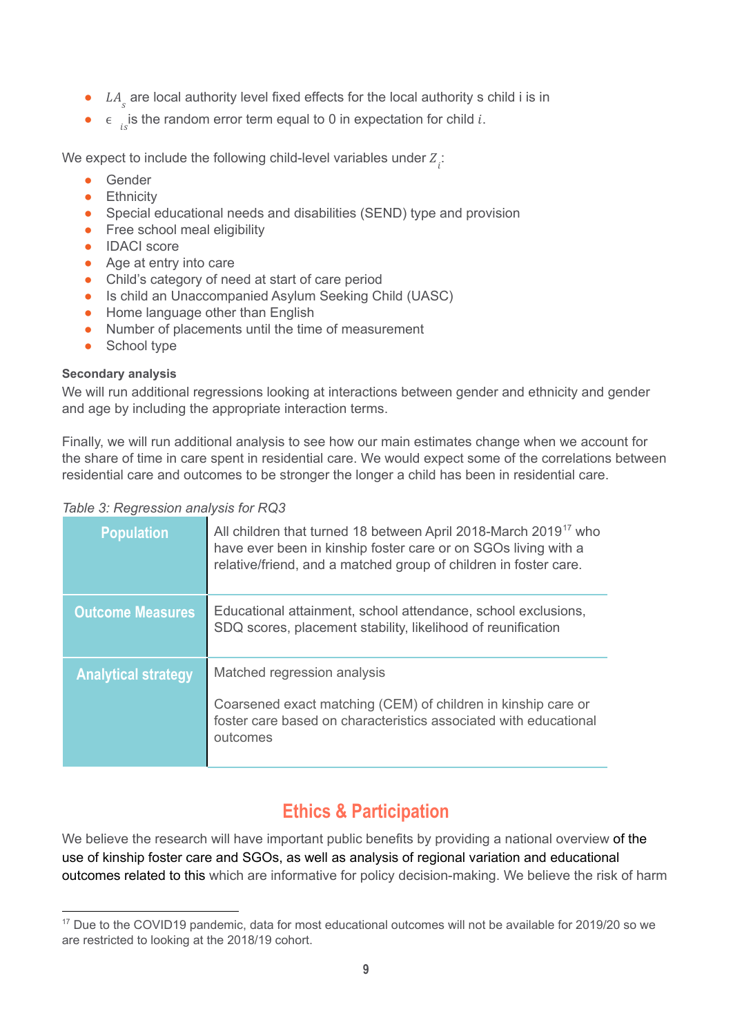- $LA_s$ are local authority level fixed effects for the local authority s child i is in
- $\epsilon_{is}$ is the random error term equal to 0 in expectation for child $i$.

We expect to include the following child-level variables under $Z_i$:

- Gender
- Ethnicity
- Special educational needs and disabilities (SEND) type and provision
- Free school meal eligibility
- IDACI score
- Age at entry into care
- Child's category of need at start of care period
- Is child an Unaccompanied Asylum Seeking Child (UASC)
- Home language other than English
- Number of placements until the time of measurement
- School type

**Secondary analysis**

We will run additional regressions looking at interactions between gender and ethnicity and gender and age by including the appropriate interaction terms.

Finally, we will run additional analysis to see how our main estimates change when we account for the share of time in care spent in residential care. We would expect some of the correlations between residential care and outcomes to be stronger the longer a child has been in residential care.

*Table 3: Regression analysis for RQ3*

| | |
|---|---|
| **Population** | All children that turned 18 between April 2018-March 2019[17] who have ever been in kinship foster care or on SGOs living with a relative/friend, and a matched group of children in foster care. |
| **Outcome Measures** | Educational attainment, school attendance, school exclusions, SDQ scores, placement stability, likelihood of reunification |
| **Analytical strategy** | Matched regression analysis<br><br>Coarsened exact matching (CEM) of children in kinship care or foster care based on characteristics associated with educational outcomes |

## Ethics & Participation

We believe the research will have important public benefits by providing a national overview of the use of kinship foster care and SGOs, as well as analysis of regional variation and educational outcomes related to this which are informative for policy decision-making. We believe the risk of harm

[17] Due to the COVID19 pandemic, data for most educational outcomes will not be available for 2019/20 so we are restricted to looking at the 2018/19 cohort.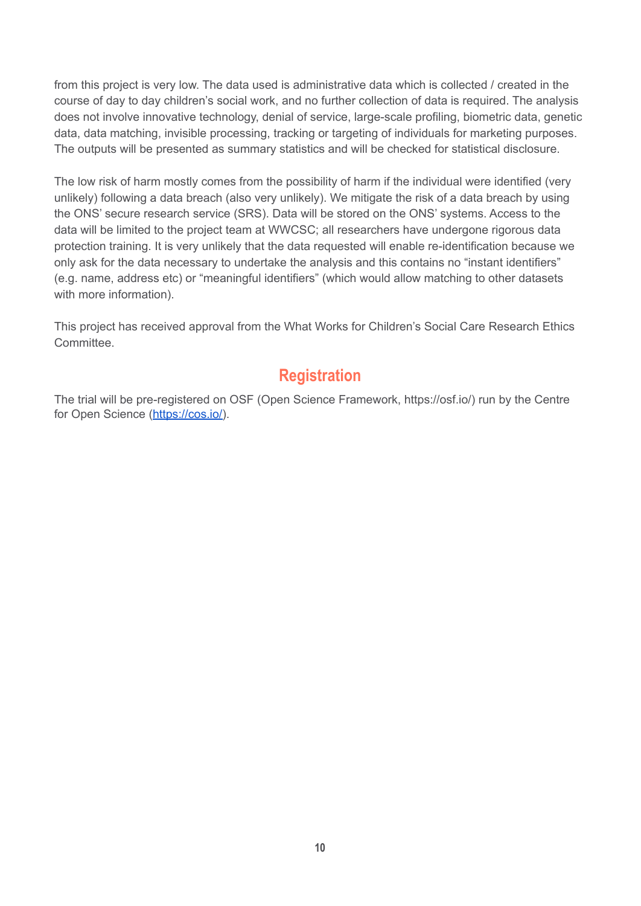from this project is very low. The data used is administrative data which is collected / created in the course of day to day children's social work, and no further collection of data is required. The analysis does not involve innovative technology, denial of service, large-scale profiling, biometric data, genetic data, data matching, invisible processing, tracking or targeting of individuals for marketing purposes. The outputs will be presented as summary statistics and will be checked for statistical disclosure.

The low risk of harm mostly comes from the possibility of harm if the individual were identified (very unlikely) following a data breach (also very unlikely). We mitigate the risk of a data breach by using the ONS' secure research service (SRS). Data will be stored on the ONS' systems. Access to the data will be limited to the project team at WWCSC; all researchers have undergone rigorous data protection training. It is very unlikely that the data requested will enable re-identification because we only ask for the data necessary to undertake the analysis and this contains no "instant identifiers" (e.g. name, address etc) or "meaningful identifiers" (which would allow matching to other datasets with more information).

This project has received approval from the What Works for Children's Social Care Research Ethics Committee.

## Registration

The trial will be pre-registered on OSF (Open Science Framework, https://osf.io/) run by the Centre for Open Science (https://cos.io/).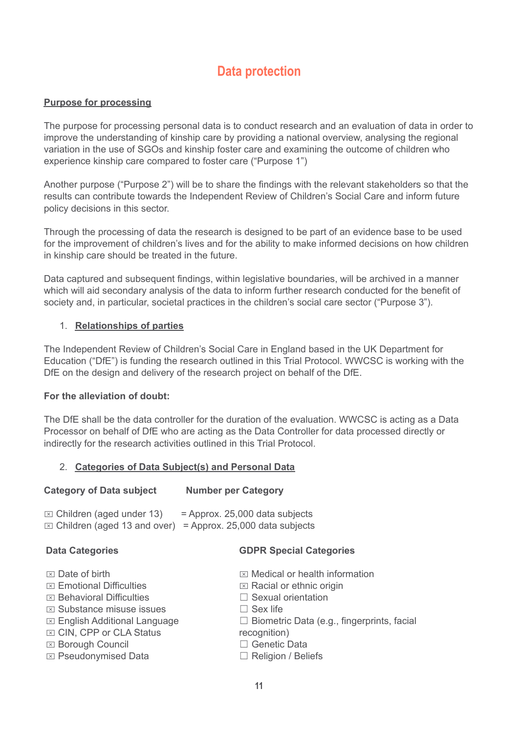## Data protection

**Purpose for processing**

The purpose for processing personal data is to conduct research and an evaluation of data in order to improve the understanding of kinship care by providing a national overview, analysing the regional variation in the use of SGOs and kinship foster care and examining the outcome of children who experience kinship care compared to foster care ("Purpose 1")

Another purpose ("Purpose 2") will be to share the findings with the relevant stakeholders so that the results can contribute towards the Independent Review of Children's Social Care and inform future policy decisions in this sector.

Through the processing of data the research is designed to be part of an evidence base to be used for the improvement of children's lives and for the ability to make informed decisions on how children in kinship care should be treated in the future.

Data captured and subsequent findings, within legislative boundaries, will be archived in a manner which will aid secondary analysis of the data to inform further research conducted for the benefit of society and, in particular, societal practices in the children's social care sector ("Purpose 3").

1. **Relationships of parties**

The Independent Review of Children's Social Care in England based in the UK Department for Education ("DfE") is funding the research outlined in this Trial Protocol. WWCSC is working with the DfE on the design and delivery of the research project on behalf of the DfE.

**For the alleviation of doubt:**

The DfE shall be the data controller for the duration of the evaluation. WWCSC is acting as a Data Processor on behalf of DfE who are acting as the Data Controller for data processed directly or indirectly for the research activities outlined in this Trial Protocol.

2. **Categories of Data Subject(s) and Personal Data**

| Category of Data subject | Number per Category |
|---|---|
| ☒ Children (aged under 13) | = Approx. 25,000 data subjects |
| ☒ Children (aged 13 and over) | = Approx. 25,000 data subjects |

| Data Categories | GDPR Special Categories |
|---|---|
| ☒ Date of birth | ☒ Medical or health information |
| ☒ Emotional Difficulties | ☒ Racial or ethnic origin |
| ☒ Behavioral Difficulties | ☐ Sexual orientation |
| ☒ Substance misuse issues | ☐ Sex life |
| ☒ English Additional Language | ☐ Biometric Data (e.g., fingerprints, facial recognition) |
| ☒ CIN, CPP or CLA Status | ☐ Genetic Data |
| ☒ Borough Council | ☐ Religion / Beliefs |
| ☒ Pseudonymised Data | |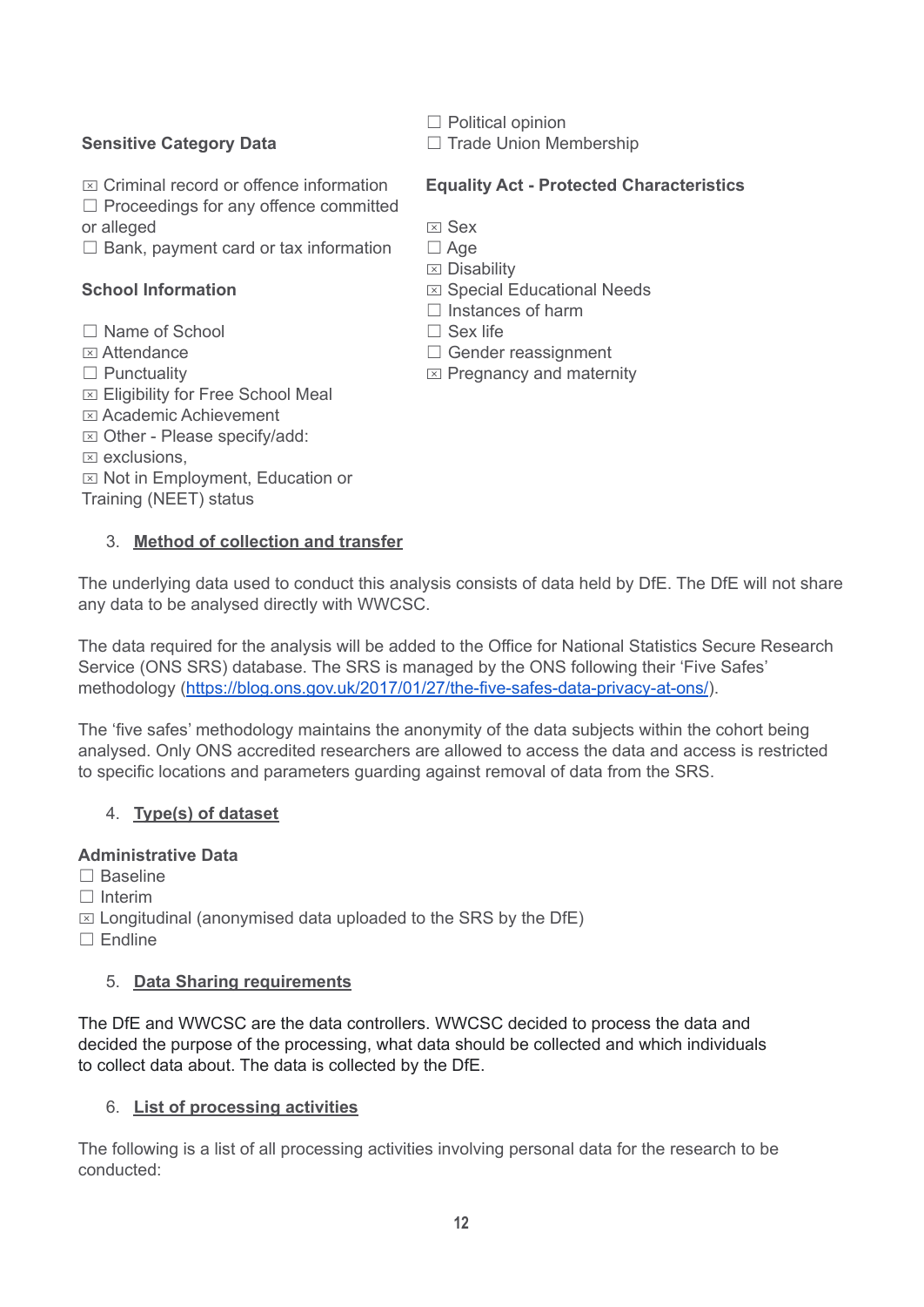### Sensitive Category Data

☒ Criminal record or offence information
☐ Proceedings for any offence committed or alleged
☐ Bank, payment card or tax information

### School Information

☐ Name of School
☒ Attendance
☐ Punctuality
☒ Eligibility for Free School Meal
☒ Academic Achievement
☒ Other - Please specify/add:
☒ exclusions,
☒ Not in Employment, Education or Training (NEET) status

☐ Political opinion
☐ Trade Union Membership

### Equality Act - Protected Characteristics

☒ Sex
☐ Age
☒ Disability
☒ Special Educational Needs
☐ Instances of harm
☐ Sex life
☐ Gender reassignment
☒ Pregnancy and maternity

3. **Method of collection and transfer**

The underlying data used to conduct this analysis consists of data held by DfE. The DfE will not share any data to be analysed directly with WWCSC.

The data required for the analysis will be added to the Office for National Statistics Secure Research Service (ONS SRS) database. The SRS is managed by the ONS following their 'Five Safes' methodology (https://blog.ons.gov.uk/2017/01/27/the-five-safes-data-privacy-at-ons/).

The 'five safes' methodology maintains the anonymity of the data subjects within the cohort being analysed. Only ONS accredited researchers are allowed to access the data and access is restricted to specific locations and parameters guarding against removal of data from the SRS.

4. **Type(s) of dataset**

**Administrative Data**
☐ Baseline
☐ Interim
☒ Longitudinal (anonymised data uploaded to the SRS by the DfE)
☐ Endline

5. **Data Sharing requirements**

The DfE and WWCSC are the data controllers. WWCSC decided to process the data and decided the purpose of the processing, what data should be collected and which individuals to collect data about. The data is collected by the DfE.

6. **List of processing activities**

The following is a list of all processing activities involving personal data for the research to be conducted: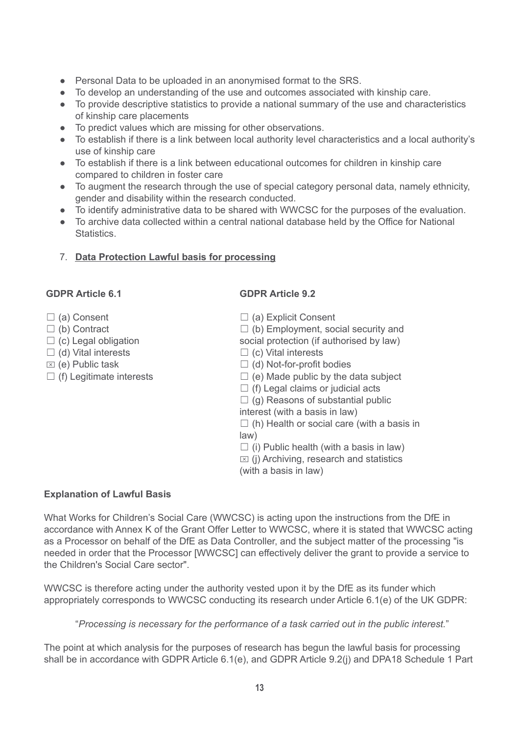- Personal Data to be uploaded in an anonymised format to the SRS.
- To develop an understanding of the use and outcomes associated with kinship care.
- To provide descriptive statistics to provide a national summary of the use and characteristics of kinship care placements
- To predict values which are missing for other observations.
- To establish if there is a link between local authority level characteristics and a local authority's use of kinship care
- To establish if there is a link between educational outcomes for children in kinship care compared to children in foster care
- To augment the research through the use of special category personal data, namely ethnicity, gender and disability within the research conducted.
- To identify administrative data to be shared with WWCSC for the purposes of the evaluation.
- To archive data collected within a central national database held by the Office for National Statistics.

7. **Data Protection Lawful basis for processing**

**GDPR Article 6.1**

☐ (a) Consent
☐ (b) Contract
☐ (c) Legal obligation
☐ (d) Vital interests
☒ (e) Public task
☐ (f) Legitimate interests

**GDPR Article 9.2**

☐ (a) Explicit Consent
☐ (b) Employment, social security and social protection (if authorised by law)
☐ (c) Vital interests
☐ (d) Not-for-profit bodies
☐ (e) Made public by the data subject
☐ (f) Legal claims or judicial acts
☐ (g) Reasons of substantial public interest (with a basis in law)
☐ (h) Health or social care (with a basis in law)
☐ (i) Public health (with a basis in law)
☒ (j) Archiving, research and statistics (with a basis in law)

**Explanation of Lawful Basis**

What Works for Children's Social Care (WWCSC) is acting upon the instructions from the DfE in accordance with Annex K of the Grant Offer Letter to WWCSC, where it is stated that WWCSC acting as a Processor on behalf of the DfE as Data Controller, and the subject matter of the processing "is needed in order that the Processor [WWCSC] can effectively deliver the grant to provide a service to the Children's Social Care sector".

WWCSC is therefore acting under the authority vested upon it by the DfE as its funder which appropriately corresponds to WWCSC conducting its research under Article 6.1(e) of the UK GDPR:

"*Processing is necessary for the performance of a task carried out in the public interest.*"

The point at which analysis for the purposes of research has begun the lawful basis for processing shall be in accordance with GDPR Article 6.1(e), and GDPR Article 9.2(j) and DPA18 Schedule 1 Part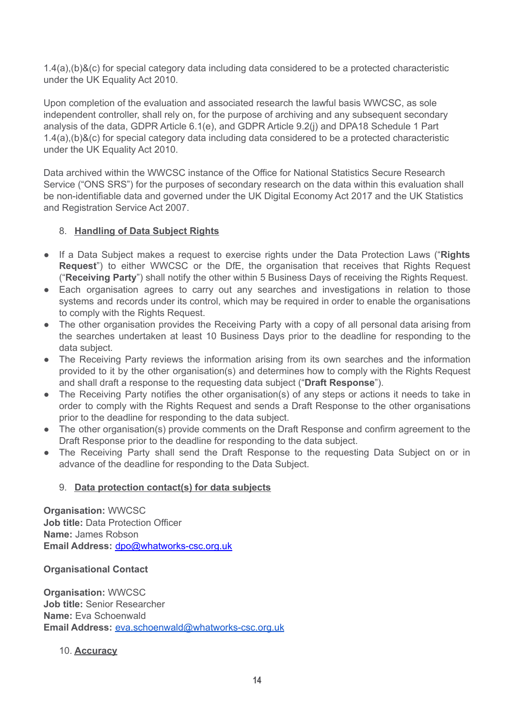1.4(a),(b)&(c) for special category data including data considered to be a protected characteristic under the UK Equality Act 2010.

Upon completion of the evaluation and associated research the lawful basis WWCSC, as sole independent controller, shall rely on, for the purpose of archiving and any subsequent secondary analysis of the data, GDPR Article 6.1(e), and GDPR Article 9.2(j) and DPA18 Schedule 1 Part 1.4(a),(b)&(c) for special category data including data considered to be a protected characteristic under the UK Equality Act 2010.

Data archived within the WWCSC instance of the Office for National Statistics Secure Research Service ("ONS SRS") for the purposes of secondary research on the data within this evaluation shall be non-identifiable data and governed under the UK Digital Economy Act 2017 and the UK Statistics and Registration Service Act 2007.

## 8. Handling of Data Subject Rights

- If a Data Subject makes a request to exercise rights under the Data Protection Laws ("**Rights Request**") to either WWCSC or the DfE, the organisation that receives that Rights Request ("**Receiving Party**") shall notify the other within 5 Business Days of receiving the Rights Request.
- Each organisation agrees to carry out any searches and investigations in relation to those systems and records under its control, which may be required in order to enable the organisations to comply with the Rights Request.
- The other organisation provides the Receiving Party with a copy of all personal data arising from the searches undertaken at least 10 Business Days prior to the deadline for responding to the data subject.
- The Receiving Party reviews the information arising from its own searches and the information provided to it by the other organisation(s) and determines how to comply with the Rights Request and shall draft a response to the requesting data subject ("**Draft Response**").
- The Receiving Party notifies the other organisation(s) of any steps or actions it needs to take in order to comply with the Rights Request and sends a Draft Response to the other organisations prior to the deadline for responding to the data subject.
- The other organisation(s) provide comments on the Draft Response and confirm agreement to the Draft Response prior to the deadline for responding to the data subject.
- The Receiving Party shall send the Draft Response to the requesting Data Subject on or in advance of the deadline for responding to the Data Subject.

## 9. Data protection contact(s) for data subjects

**Organisation:** WWCSC
**Job title:** Data Protection Officer
**Name:** James Robson
**Email Address:** dpo@whatworks-csc.org.uk

**Organisational Contact**

**Organisation:** WWCSC
**Job title:** Senior Researcher
**Name:** Eva Schoenwald
**Email Address:** eva.schoenwald@whatworks-csc.org.uk

## 10. Accuracy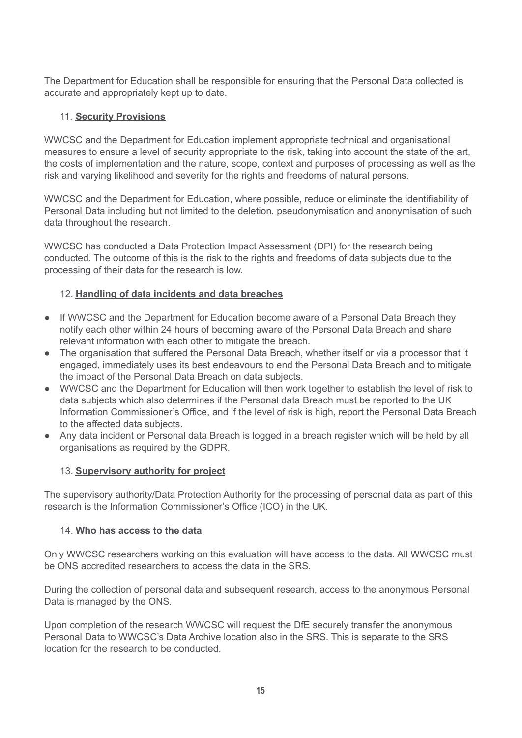The Department for Education shall be responsible for ensuring that the Personal Data collected is accurate and appropriately kept up to date.

## 11. **Security Provisions**

WWCSC and the Department for Education implement appropriate technical and organisational measures to ensure a level of security appropriate to the risk, taking into account the state of the art, the costs of implementation and the nature, scope, context and purposes of processing as well as the risk and varying likelihood and severity for the rights and freedoms of natural persons.

WWCSC and the Department for Education, where possible, reduce or eliminate the identifiability of Personal Data including but not limited to the deletion, pseudonymisation and anonymisation of such data throughout the research.

WWCSC has conducted a Data Protection Impact Assessment (DPI) for the research being conducted. The outcome of this is the risk to the rights and freedoms of data subjects due to the processing of their data for the research is low.

## 12. **Handling of data incidents and data breaches**

- If WWCSC and the Department for Education become aware of a Personal Data Breach they notify each other within 24 hours of becoming aware of the Personal Data Breach and share relevant information with each other to mitigate the breach.
- The organisation that suffered the Personal Data Breach, whether itself or via a processor that it engaged, immediately uses its best endeavours to end the Personal Data Breach and to mitigate the impact of the Personal Data Breach on data subjects.
- WWCSC and the Department for Education will then work together to establish the level of risk to data subjects which also determines if the Personal data Breach must be reported to the UK Information Commissioner's Office, and if the level of risk is high, report the Personal Data Breach to the affected data subjects.
- Any data incident or Personal data Breach is logged in a breach register which will be held by all organisations as required by the GDPR.

## 13. **Supervisory authority for project**

The supervisory authority/Data Protection Authority for the processing of personal data as part of this research is the Information Commissioner's Office (ICO) in the UK.

## 14. **Who has access to the data**

Only WWCSC researchers working on this evaluation will have access to the data. All WWCSC must be ONS accredited researchers to access the data in the SRS.

During the collection of personal data and subsequent research, access to the anonymous Personal Data is managed by the ONS.

Upon completion of the research WWCSC will request the DfE securely transfer the anonymous Personal Data to WWCSC's Data Archive location also in the SRS. This is separate to the SRS location for the research to be conducted.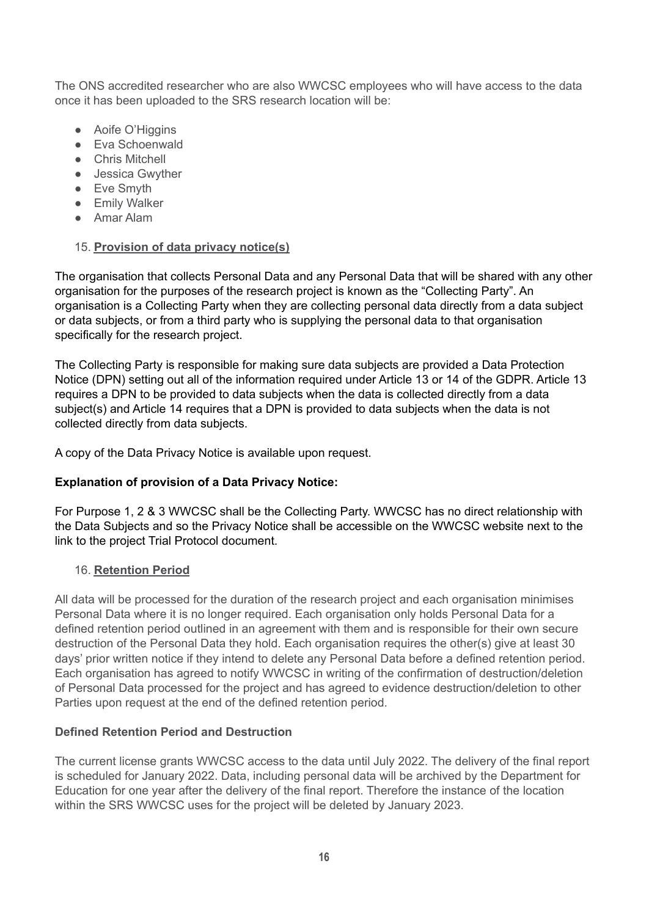The ONS accredited researcher who are also WWCSC employees who will have access to the data once it has been uploaded to the SRS research location will be:

- Aoife O'Higgins
- Eva Schoenwald
- Chris Mitchell
- Jessica Gwyther
- Eve Smyth
- Emily Walker
- Amar Alam

15. **Provision of data privacy notice(s)**

The organisation that collects Personal Data and any Personal Data that will be shared with any other organisation for the purposes of the research project is known as the "Collecting Party". An organisation is a Collecting Party when they are collecting personal data directly from a data subject or data subjects, or from a third party who is supplying the personal data to that organisation specifically for the research project.

The Collecting Party is responsible for making sure data subjects are provided a Data Protection Notice (DPN) setting out all of the information required under Article 13 or 14 of the GDPR. Article 13 requires a DPN to be provided to data subjects when the data is collected directly from a data subject(s) and Article 14 requires that a DPN is provided to data subjects when the data is not collected directly from data subjects.

A copy of the Data Privacy Notice is available upon request.

**Explanation of provision of a Data Privacy Notice:**

For Purpose 1, 2 & 3 WWCSC shall be the Collecting Party. WWCSC has no direct relationship with the Data Subjects and so the Privacy Notice shall be accessible on the WWCSC website next to the link to the project Trial Protocol document.

16. **Retention Period**

All data will be processed for the duration of the research project and each organisation minimises Personal Data where it is no longer required. Each organisation only holds Personal Data for a defined retention period outlined in an agreement with them and is responsible for their own secure destruction of the Personal Data they hold. Each organisation requires the other(s) give at least 30 days' prior written notice if they intend to delete any Personal Data before a defined retention period. Each organisation has agreed to notify WWCSC in writing of the confirmation of destruction/deletion of Personal Data processed for the project and has agreed to evidence destruction/deletion to other Parties upon request at the end of the defined retention period.

**Defined Retention Period and Destruction**

The current license grants WWCSC access to the data until July 2022. The delivery of the final report is scheduled for January 2022. Data, including personal data will be archived by the Department for Education for one year after the delivery of the final report. Therefore the instance of the location within the SRS WWCSC uses for the project will be deleted by January 2023.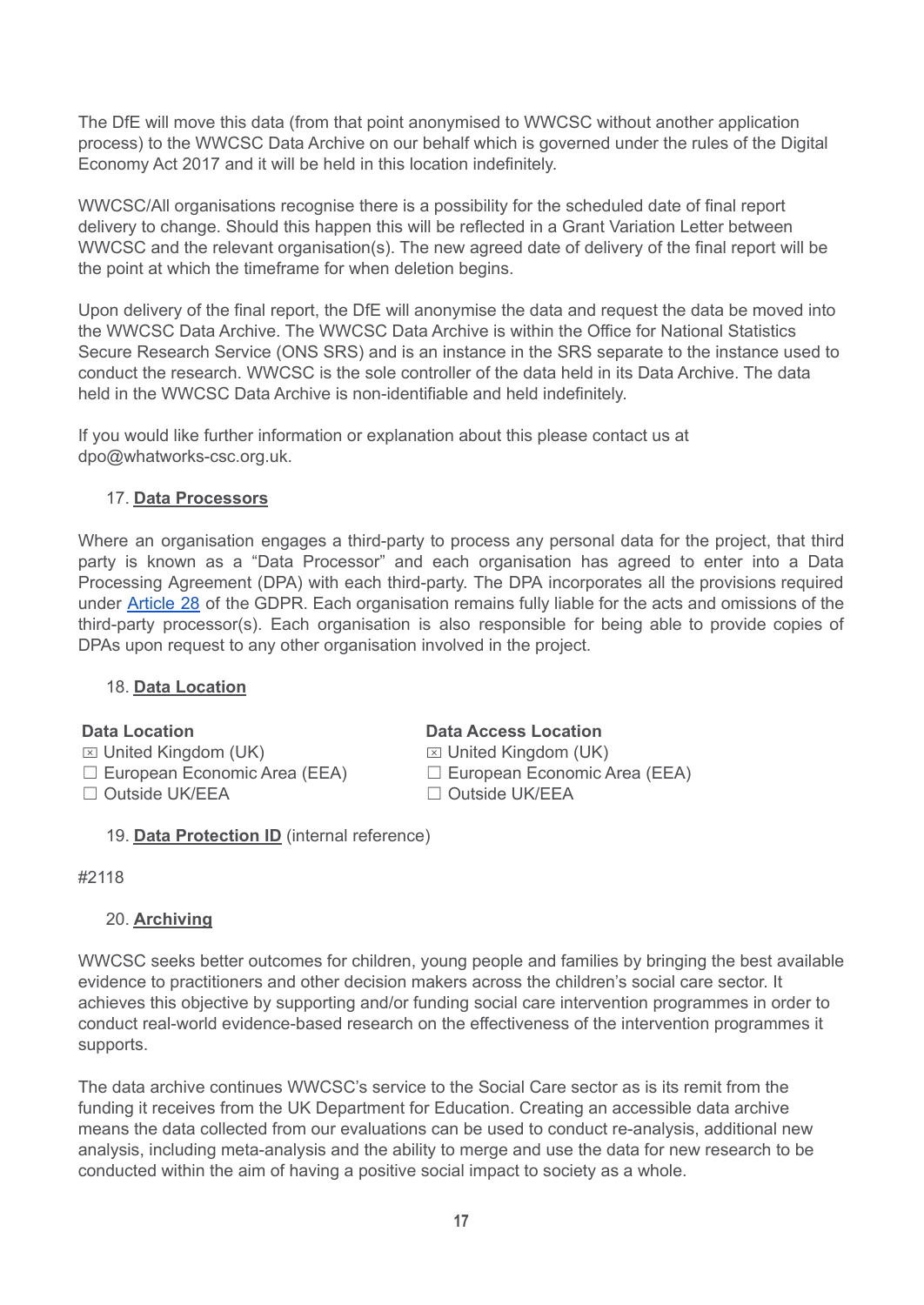The DfE will move this data (from that point anonymised to WWCSC without another application process) to the WWCSC Data Archive on our behalf which is governed under the rules of the Digital Economy Act 2017 and it will be held in this location indefinitely.

WWCSC/All organisations recognise there is a possibility for the scheduled date of final report delivery to change. Should this happen this will be reflected in a Grant Variation Letter between WWCSC and the relevant organisation(s). The new agreed date of delivery of the final report will be the point at which the timeframe for when deletion begins.

Upon delivery of the final report, the DfE will anonymise the data and request the data be moved into the WWCSC Data Archive. The WWCSC Data Archive is within the Office for National Statistics Secure Research Service (ONS SRS) and is an instance in the SRS separate to the instance used to conduct the research. WWCSC is the sole controller of the data held in its Data Archive. The data held in the WWCSC Data Archive is non-identifiable and held indefinitely.

If you would like further information or explanation about this please contact us at dpo@whatworks-csc.org.uk.

17. **Data Processors**

Where an organisation engages a third-party to process any personal data for the project, that third party is known as a "Data Processor" and each organisation has agreed to enter into a Data Processing Agreement (DPA) with each third-party. The DPA incorporates all the provisions required under [Article 28](#) of the GDPR. Each organisation remains fully liable for the acts and omissions of the third-party processor(s). Each organisation is also responsible for being able to provide copies of DPAs upon request to any other organisation involved in the project.

18. **Data Location**

**Data Location**
- ☒ United Kingdom (UK)
- ☐ European Economic Area (EEA)
- ☐ Outside UK/EEA

**Data Access Location**
- ☒ United Kingdom (UK)
- ☐ European Economic Area (EEA)
- ☐ Outside UK/EEA

19. **Data Protection ID** (internal reference)

#2118

20. **Archiving**

WWCSC seeks better outcomes for children, young people and families by bringing the best available evidence to practitioners and other decision makers across the children's social care sector. It achieves this objective by supporting and/or funding social care intervention programmes in order to conduct real-world evidence-based research on the effectiveness of the intervention programmes it supports.

The data archive continues WWCSC's service to the Social Care sector as is its remit from the funding it receives from the UK Department for Education. Creating an accessible data archive means the data collected from our evaluations can be used to conduct re-analysis, additional new analysis, including meta-analysis and the ability to merge and use the data for new research to be conducted within the aim of having a positive social impact to society as a whole.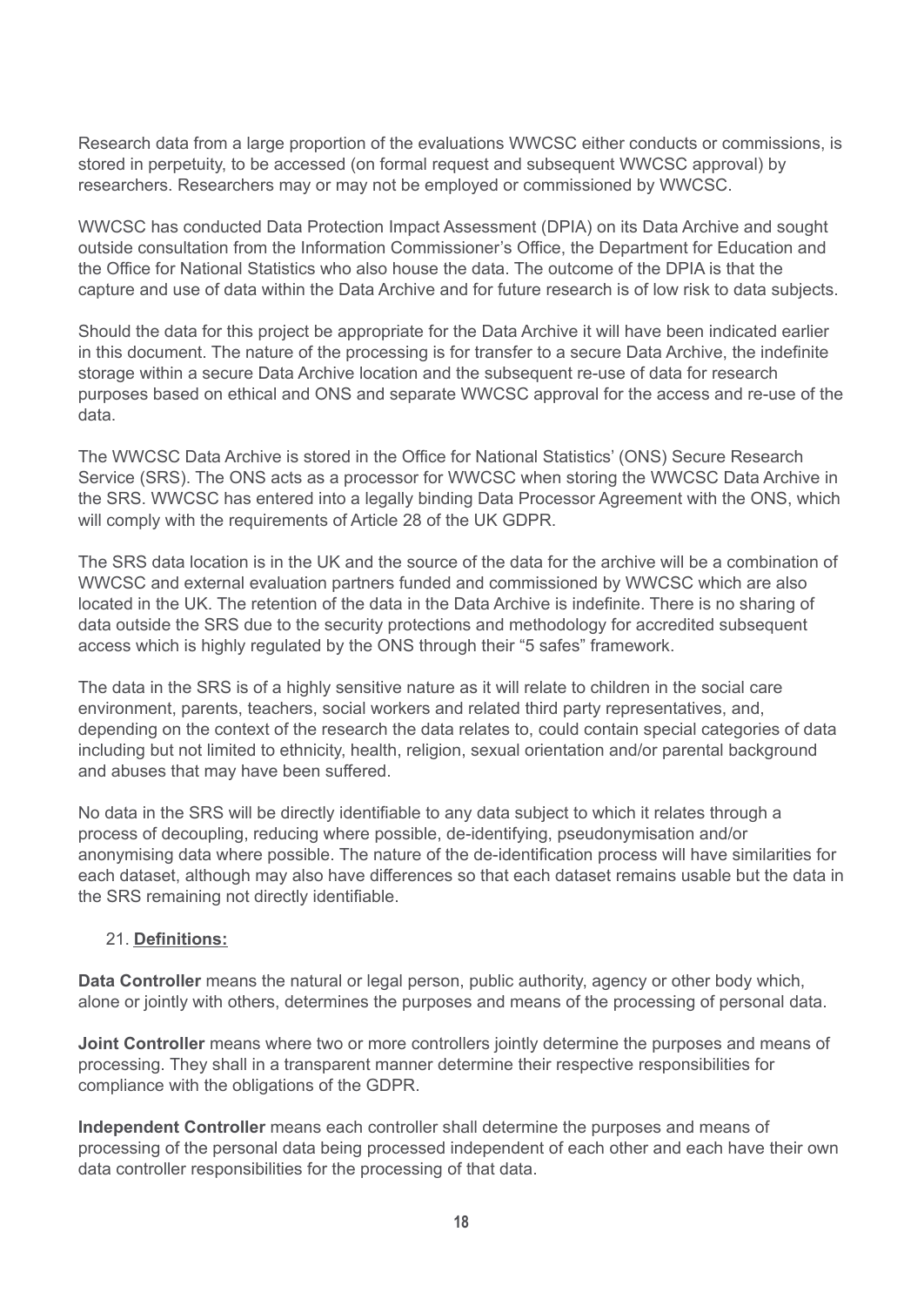Research data from a large proportion of the evaluations WWCSC either conducts or commissions, is stored in perpetuity, to be accessed (on formal request and subsequent WWCSC approval) by researchers. Researchers may or may not be employed or commissioned by WWCSC.

WWCSC has conducted Data Protection Impact Assessment (DPIA) on its Data Archive and sought outside consultation from the Information Commissioner's Office, the Department for Education and the Office for National Statistics who also house the data. The outcome of the DPIA is that the capture and use of data within the Data Archive and for future research is of low risk to data subjects.

Should the data for this project be appropriate for the Data Archive it will have been indicated earlier in this document. The nature of the processing is for transfer to a secure Data Archive, the indefinite storage within a secure Data Archive location and the subsequent re-use of data for research purposes based on ethical and ONS and separate WWCSC approval for the access and re-use of the data.

The WWCSC Data Archive is stored in the Office for National Statistics' (ONS) Secure Research Service (SRS). The ONS acts as a processor for WWCSC when storing the WWCSC Data Archive in the SRS. WWCSC has entered into a legally binding Data Processor Agreement with the ONS, which will comply with the requirements of Article 28 of the UK GDPR.

The SRS data location is in the UK and the source of the data for the archive will be a combination of WWCSC and external evaluation partners funded and commissioned by WWCSC which are also located in the UK. The retention of the data in the Data Archive is indefinite. There is no sharing of data outside the SRS due to the security protections and methodology for accredited subsequent access which is highly regulated by the ONS through their "5 safes" framework.

The data in the SRS is of a highly sensitive nature as it will relate to children in the social care environment, parents, teachers, social workers and related third party representatives, and, depending on the context of the research the data relates to, could contain special categories of data including but not limited to ethnicity, health, religion, sexual orientation and/or parental background and abuses that may have been suffered.

No data in the SRS will be directly identifiable to any data subject to which it relates through a process of decoupling, reducing where possible, de-identifying, pseudonymisation and/or anonymising data where possible. The nature of the de-identification process will have similarities for each dataset, although may also have differences so that each dataset remains usable but the data in the SRS remaining not directly identifiable.

## 21. Definitions:

**Data Controller** means the natural or legal person, public authority, agency or other body which, alone or jointly with others, determines the purposes and means of the processing of personal data.

**Joint Controller** means where two or more controllers jointly determine the purposes and means of processing. They shall in a transparent manner determine their respective responsibilities for compliance with the obligations of the GDPR.

**Independent Controller** means each controller shall determine the purposes and means of processing of the personal data being processed independent of each other and each have their own data controller responsibilities for the processing of that data.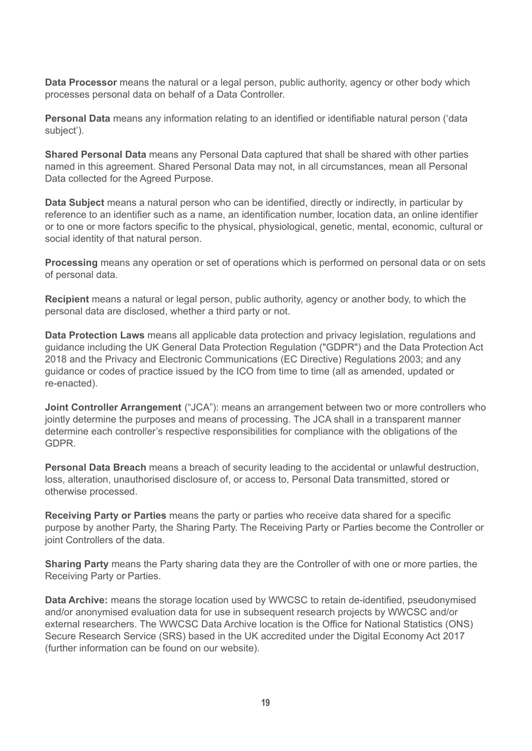**Data Processor** means the natural or a legal person, public authority, agency or other body which processes personal data on behalf of a Data Controller.

**Personal Data** means any information relating to an identified or identifiable natural person ('data subject').

**Shared Personal Data** means any Personal Data captured that shall be shared with other parties named in this agreement. Shared Personal Data may not, in all circumstances, mean all Personal Data collected for the Agreed Purpose.

**Data Subject** means a natural person who can be identified, directly or indirectly, in particular by reference to an identifier such as a name, an identification number, location data, an online identifier or to one or more factors specific to the physical, physiological, genetic, mental, economic, cultural or social identity of that natural person.

**Processing** means any operation or set of operations which is performed on personal data or on sets of personal data.

**Recipient** means a natural or legal person, public authority, agency or another body, to which the personal data are disclosed, whether a third party or not.

**Data Protection Laws** means all applicable data protection and privacy legislation, regulations and guidance including the UK General Data Protection Regulation ("GDPR") and the Data Protection Act 2018 and the Privacy and Electronic Communications (EC Directive) Regulations 2003; and any guidance or codes of practice issued by the ICO from time to time (all as amended, updated or re-enacted).

**Joint Controller Arrangement** ("JCA"): means an arrangement between two or more controllers who jointly determine the purposes and means of processing. The JCA shall in a transparent manner determine each controller's respective responsibilities for compliance with the obligations of the GDPR.

**Personal Data Breach** means a breach of security leading to the accidental or unlawful destruction, loss, alteration, unauthorised disclosure of, or access to, Personal Data transmitted, stored or otherwise processed.

**Receiving Party or Parties** means the party or parties who receive data shared for a specific purpose by another Party, the Sharing Party. The Receiving Party or Parties become the Controller or joint Controllers of the data.

**Sharing Party** means the Party sharing data they are the Controller of with one or more parties, the Receiving Party or Parties.

**Data Archive:** means the storage location used by WWCSC to retain de-identified, pseudonymised and/or anonymised evaluation data for use in subsequent research projects by WWCSC and/or external researchers. The WWCSC Data Archive location is the Office for National Statistics (ONS) Secure Research Service (SRS) based in the UK accredited under the Digital Economy Act 2017 (further information can be found on our website).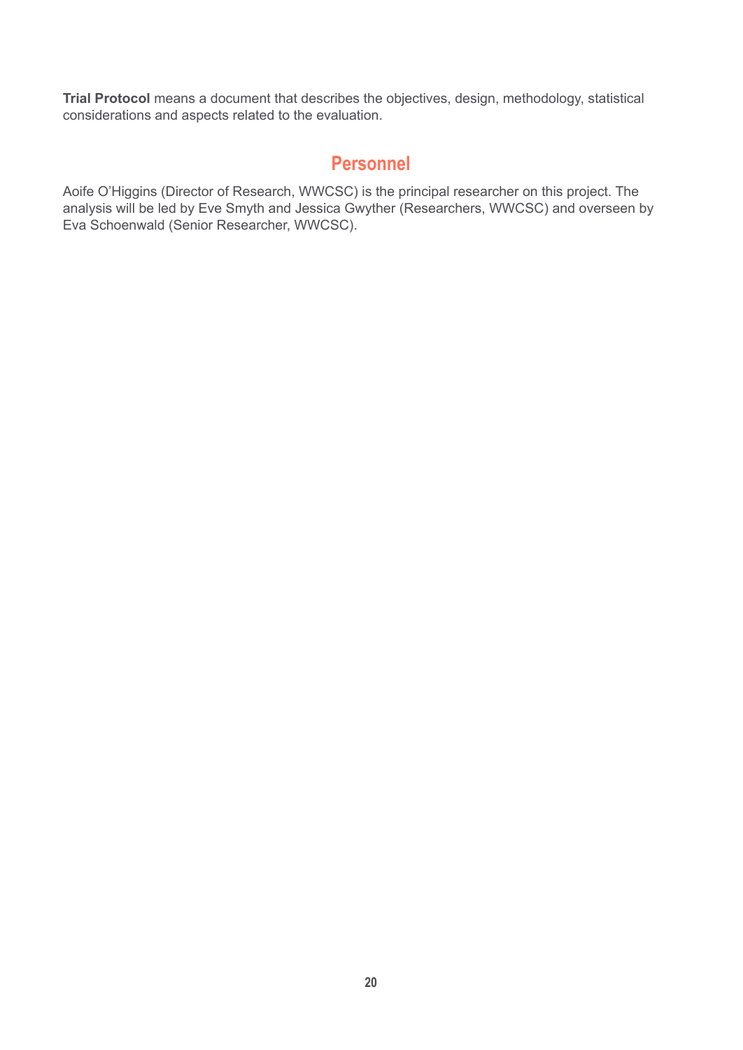**Trial Protocol** means a document that describes the objectives, design, methodology, statistical considerations and aspects related to the evaluation.

## Personnel

Aoife O'Higgins (Director of Research, WWCSC) is the principal researcher on this project. The analysis will be led by Eve Smyth and Jessica Gwyther (Researchers, WWCSC) and overseen by Eva Schoenwald (Senior Researcher, WWCSC).